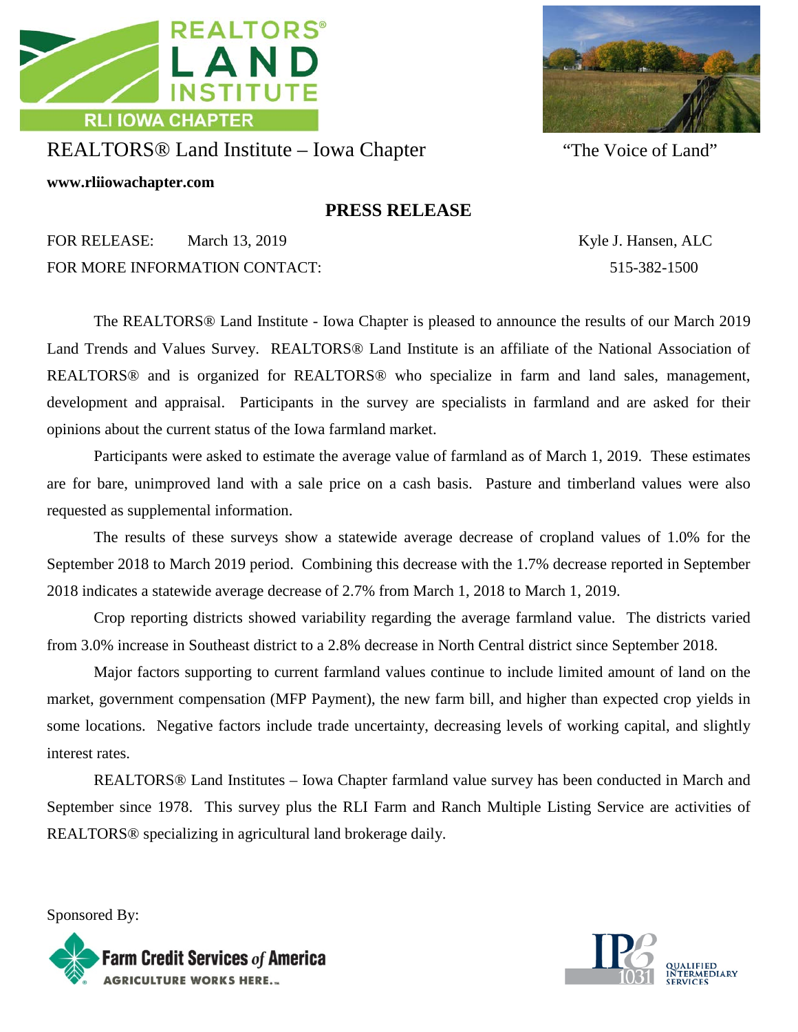REALTORS® LAND INSTITUTE

RLI IOWA CHAPTER

# REALTORS® Land Institute – Iowa Chapter

"The Voice of Land"

**www.rliiowachapter.com**

## PRESS RELEASE

FOR RELEASE: March 13, 2019

FOR MORE INFORMATION CONTACT: Kyle J. Hansen, ALC 515-382-1500

The REALTORS® Land Institute - Iowa Chapter is pleased to announce the results of our March 2019 Land Trends and Values Survey. REALTORS® Land Institute is an affiliate of the National Association of REALTORS® and is organized for REALTORS® who specialize in farm and land sales, management, development and appraisal. Participants in the survey are specialists in farmland and are asked for their opinions about the current status of the Iowa farmland market.

Participants were asked to estimate the average value of farmland as of March 1, 2019. These estimates are for bare, unimproved land with a sale price on a cash basis. Pasture and timberland values were also requested as supplemental information.

The results of these surveys show a statewide average decrease of cropland values of 1.0% for the September 2018 to March 2019 period. Combining this decrease with the 1.7% decrease reported in September 2018 indicates a statewide average decrease of 2.7% from March 1, 2018 to March 1, 2019.

Crop reporting districts showed variability regarding the average farmland value. The districts varied from 3.0% increase in Southeast district to a 2.8% decrease in North Central district since September 2018.

Major factors supporting to current farmland values continue to include limited amount of land on the market, government compensation (MFP Payment), the new farm bill, and higher than expected crop yields in some locations. Negative factors include trade uncertainty, decreasing levels of working capital, and slightly interest rates.

REALTORS® Land Institutes – Iowa Chapter farmland value survey has been conducted in March and September since 1978. This survey plus the RLI Farm and Ranch Multiple Listing Service are activities of REALTORS® specializing in agricultural land brokerage daily.

Sponsored By:

Farm Credit Services *of* America — AGRICULTURE WORKS HERE.

IPE 1031 — QUALIFIED INTERMEDIARY SERVICES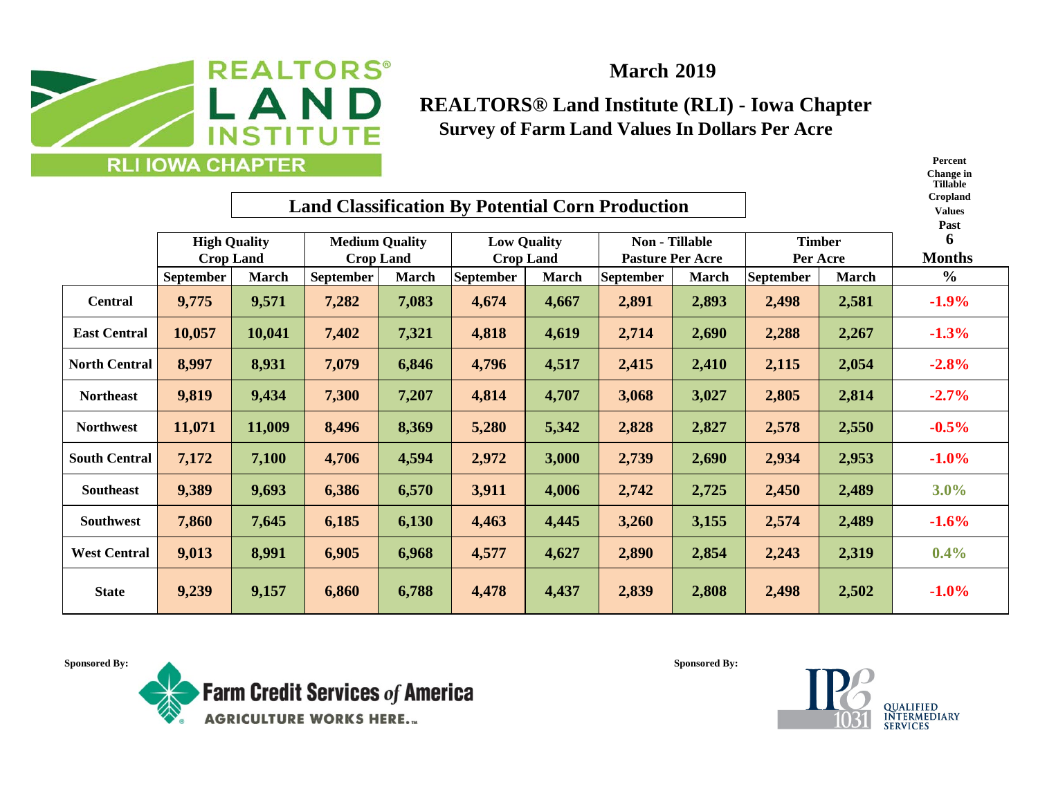REALTORS® LAND INSTITUTE RLI IOWA CHAPTER

# March 2019

## REALTORS® Land Institute (RLI) - Iowa Chapter

### Survey of Farm Land Values In Dollars Per Acre

**Land Classification By Potential Corn Production**

| | High Quality Crop Land | | Medium Quality Crop Land | | Low Quality Crop Land | | Non - Tillable Pasture Per Acre | | Timber Per Acre | | Percent Change in Tillable Cropland Values Past 6 Months |
|---|---|---|---|---|---|---|---|---|---|---|---|
| | September | March | September | March | September | March | September | March | September | March | % |
| Central | 9,775 | 9,571 | 7,282 | 7,083 | 4,674 | 4,667 | 2,891 | 2,893 | 2,498 | 2,581 | -1.9% |
| East Central | 10,057 | 10,041 | 7,402 | 7,321 | 4,818 | 4,619 | 2,714 | 2,690 | 2,288 | 2,267 | -1.3% |
| North Central | 8,997 | 8,931 | 7,079 | 6,846 | 4,796 | 4,517 | 2,415 | 2,410 | 2,115 | 2,054 | -2.8% |
| Northeast | 9,819 | 9,434 | 7,300 | 7,207 | 4,814 | 4,707 | 3,068 | 3,027 | 2,805 | 2,814 | -2.7% |
| Northwest | 11,071 | 11,009 | 8,496 | 8,369 | 5,280 | 5,342 | 2,828 | 2,827 | 2,578 | 2,550 | -0.5% |
| South Central | 7,172 | 7,100 | 4,706 | 4,594 | 2,972 | 3,000 | 2,739 | 2,690 | 2,934 | 2,953 | -1.0% |
| Southeast | 9,389 | 9,693 | 6,386 | 6,570 | 3,911 | 4,006 | 2,742 | 2,725 | 2,450 | 2,489 | 3.0% |
| Southwest | 7,860 | 7,645 | 6,185 | 6,130 | 4,463 | 4,445 | 3,260 | 3,155 | 2,574 | 2,489 | -1.6% |
| West Central | 9,013 | 8,991 | 6,905 | 6,968 | 4,577 | 4,627 | 2,890 | 2,854 | 2,243 | 2,319 | 0.4% |
| State | 9,239 | 9,157 | 6,860 | 6,788 | 4,478 | 4,437 | 2,839 | 2,808 | 2,498 | 2,502 | -1.0% |

Sponsored By: Farm Credit Services of America — AGRICULTURE WORKS HERE.™

Sponsored By: IPE 1031 QUALIFIED INTERMEDIARY SERVICES